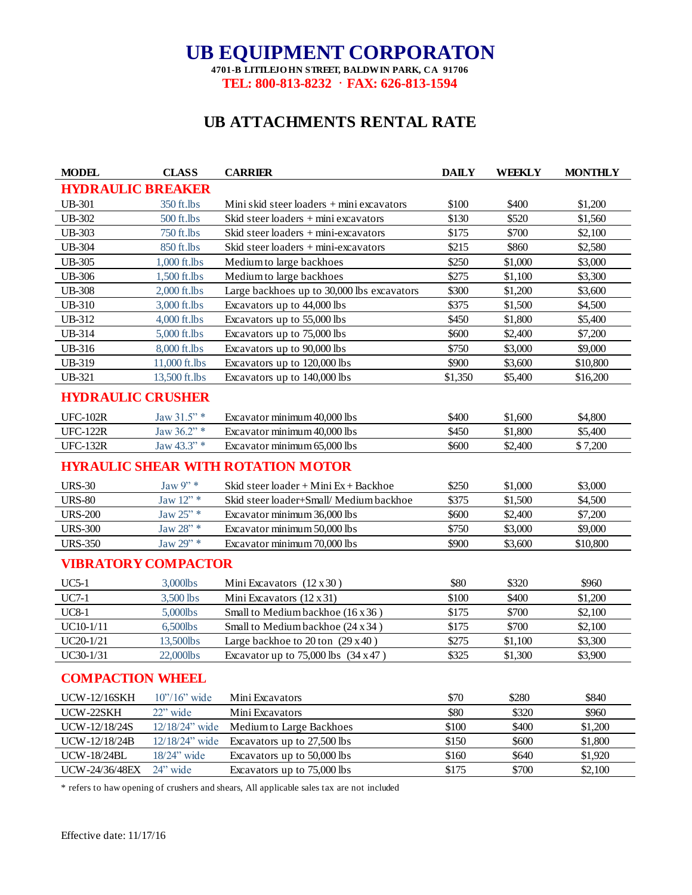# UB EQUIPMENT CORPORATON

**4701-B LITTLEJOHN STREET, BALDWIN PARK, CA 91706**

**TEL: 800-813-8232 · FAX: 626-813-1594**

## UB ATTACHMENTS RENTAL RATE

| MODEL | CLASS | CARRIER | DAILY | WEEKLY | MONTHLY |
|---|---|---|---|---|---|
| **HYDRAULIC BREAKER** | | | | | |
| UB-301 | 350 ft.lbs | Mini skid steer loaders + mini excavators | $100 | $400 | $1,200 |
| UB-302 | 500 ft.lbs | Skid steer loaders + mini excavators | $130 | $520 | $1,560 |
| UB-303 | 750 ft.lbs | Skid steer loaders + mini-excavators | $175 | $700 | $2,100 |
| UB-304 | 850 ft.lbs | Skid steer loaders + mini-excavators | $215 | $860 | $2,580 |
| UB-305 | 1,000 ft.lbs | Medium to large backhoes | $250 | $1,000 | $3,000 |
| UB-306 | 1,500 ft.lbs | Medium to large backhoes | $275 | $1,100 | $3,300 |
| UB-308 | 2,000 ft.lbs | Large backhoes up to 30,000 lbs excavators | $300 | $1,200 | $3,600 |
| UB-310 | 3,000 ft.lbs | Excavators up to 44,000 lbs | $375 | $1,500 | $4,500 |
| UB-312 | 4,000 ft.lbs | Excavators up to 55,000 lbs | $450 | $1,800 | $5,400 |
| UB-314 | 5,000 ft.lbs | Excavators up to 75,000 lbs | $600 | $2,400 | $7,200 |
| UB-316 | 8,000 ft.lbs | Excavators up to 90,000 lbs | $750 | $3,000 | $9,000 |
| UB-319 | 11,000 ft.lbs | Excavators up to 120,000 lbs | $900 | $3,600 | $10,800 |
| UB-321 | 13,500 ft.lbs | Excavators up to 140,000 lbs | $1,350 | $5,400 | $16,200 |
| **HYDRAULIC CRUSHER** | | | | | |
| UFC-102R | Jaw 31.5" * | Excavator minimum 40,000 lbs | $400 | $1,600 | $4,800 |
| UFC-122R | Jaw 36.2" * | Excavator minimum 40,000 lbs | $450 | $1,800 | $5,400 |
| UFC-132R | Jaw 43.3" * | Excavator minimum 65,000 lbs | $600 | $2,400 | $ 7,200 |
| **HYRAULIC SHEAR WITH ROTATION MOTOR** | | | | | |
| URS-30 | Jaw 9" * | Skid steer loader + Mini Ex + Backhoe | $250 | $1,000 | $3,000 |
| URS-80 | Jaw 12" * | Skid steer loader+Small/ Medium backhoe | $375 | $1,500 | $4,500 |
| URS-200 | Jaw 25" * | Excavator minimum 36,000 lbs | $600 | $2,400 | $7,200 |
| URS-300 | Jaw 28" * | Excavator minimum 50,000 lbs | $750 | $3,000 | $9,000 |
| URS-350 | Jaw 29" * | Excavator minimum 70,000 lbs | $900 | $3,600 | $10,800 |
| **VIBRATORY COMPACTOR** | | | | | |
| UC5-1 | 3,000lbs | Mini Excavators (12 x 30 ) | $80 | $320 | $960 |
| UC7-1 | 3,500 lbs | Mini Excavators (12 x 31) | $100 | $400 | $1,200 |
| UC8-1 | 5,000lbs | Small to Medium backhoe (16 x 36 ) | $175 | $700 | $2,100 |
| UC10-1/11 | 6,500lbs | Small to Medium backhoe (24 x 34 ) | $175 | $700 | $2,100 |
| UC20-1/21 | 13,500lbs | Large backhoe to 20 ton (29 x 40 ) | $275 | $1,100 | $3,300 |
| UC30-1/31 | 22,000lbs | Excavator up to 75,000 lbs (34 x 47 ) | $325 | $1,300 | $3,900 |
| **COMPACTION WHEEL** | | | | | |
| UCW-12/16SKH | 10"/16" wide | Mini Excavators | $70 | $280 | $840 |
| UCW-22SKH | 22" wide | Mini Excavators | $80 | $320 | $960 |
| UCW-12/18/24S | 12/18/24" wide | Medium to Large Backhoes | $100 | $400 | $1,200 |
| UCW-12/18/24B | 12/18/24" wide | Excavators up to 27,500 lbs | $150 | $600 | $1,800 |
| UCW-18/24BL | 18/24" wide | Excavators up to 50,000 lbs | $160 | $640 | $1,920 |
| UCW-24/36/48EX | 24" wide | Excavators up to 75,000 lbs | $175 | $700 | $2,100 |

* refers to haw opening of crushers and shears, All applicable sales tax are not included

Effective date: 11/17/16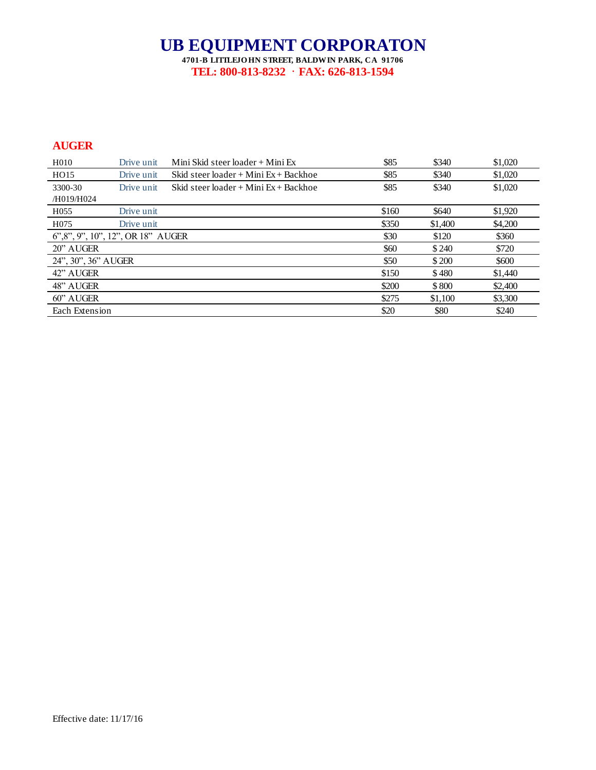# UB EQUIPMENT CORPORATON

**4701-B LITTLEJOHN STREET, BALDWIN PARK, CA 91706**

**TEL: 800-813-8232 · FAX: 626-813-1594**

## AUGER

| | | | | | |
|---|---|---|---|---|---|
| H010 | Drive unit | Mini Skid steer loader + Mini Ex | $85 | $340 | $1,020 |
| HO15 | Drive unit | Skid steer loader + Mini Ex + Backhoe | $85 | $340 | $1,020 |
| 3300-30 /H019/H024 | Drive unit | Skid steer loader + Mini Ex + Backhoe | $85 | $340 | $1,020 |
| H055 | Drive unit | | $160 | $640 | $1,920 |
| H075 | Drive unit | | $350 | $1,400 | $4,200 |
| 6",8", 9", 10", 12", OR 18" AUGER | | | $30 | $120 | $360 |
| 20" AUGER | | | $60 | $ 240 | $720 |
| 24", 30", 36" AUGER | | | $50 | $ 200 | $600 |
| 42" AUGER | | | $150 | $ 480 | $1,440 |
| 48" AUGER | | | $200 | $ 800 | $2,400 |
| 60" AUGER | | | $275 | $1,100 | $3,300 |
| Each Extension | | | $20 | $80 | $240 |

Effective date: 11/17/16